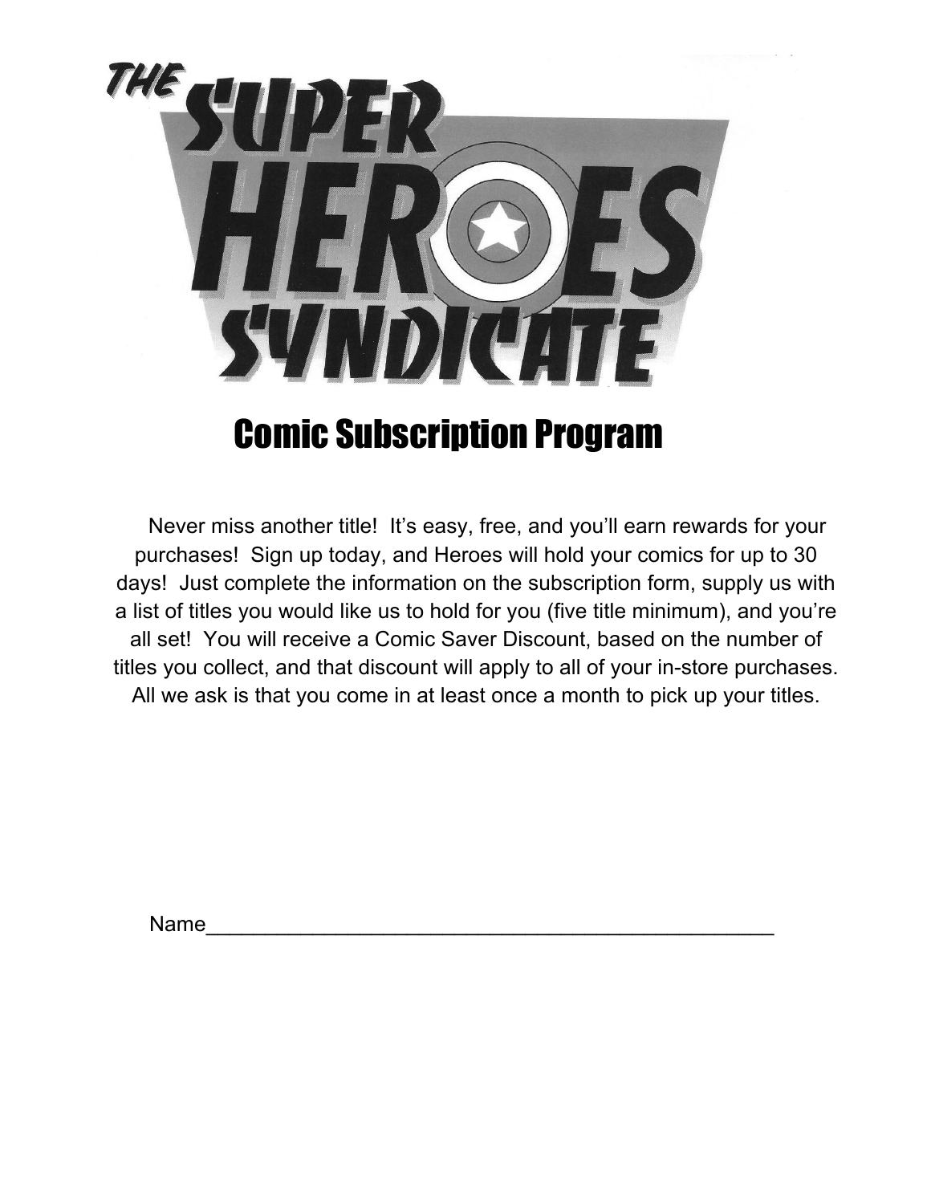# THE SUPER HEROES SYNDICATE

## Comic Subscription Program

Never miss another title! It's easy, free, and you'll earn rewards for your purchases! Sign up today, and Heroes will hold your comics for up to 30 days! Just complete the information on the subscription form, supply us with a list of titles you would like us to hold for you (five title minimum), and you're all set! You will receive a Comic Saver Discount, based on the number of titles you collect, and that discount will apply to all of your in-store purchases. All we ask is that you come in at least once a month to pick up your titles.

Name___________________________________________________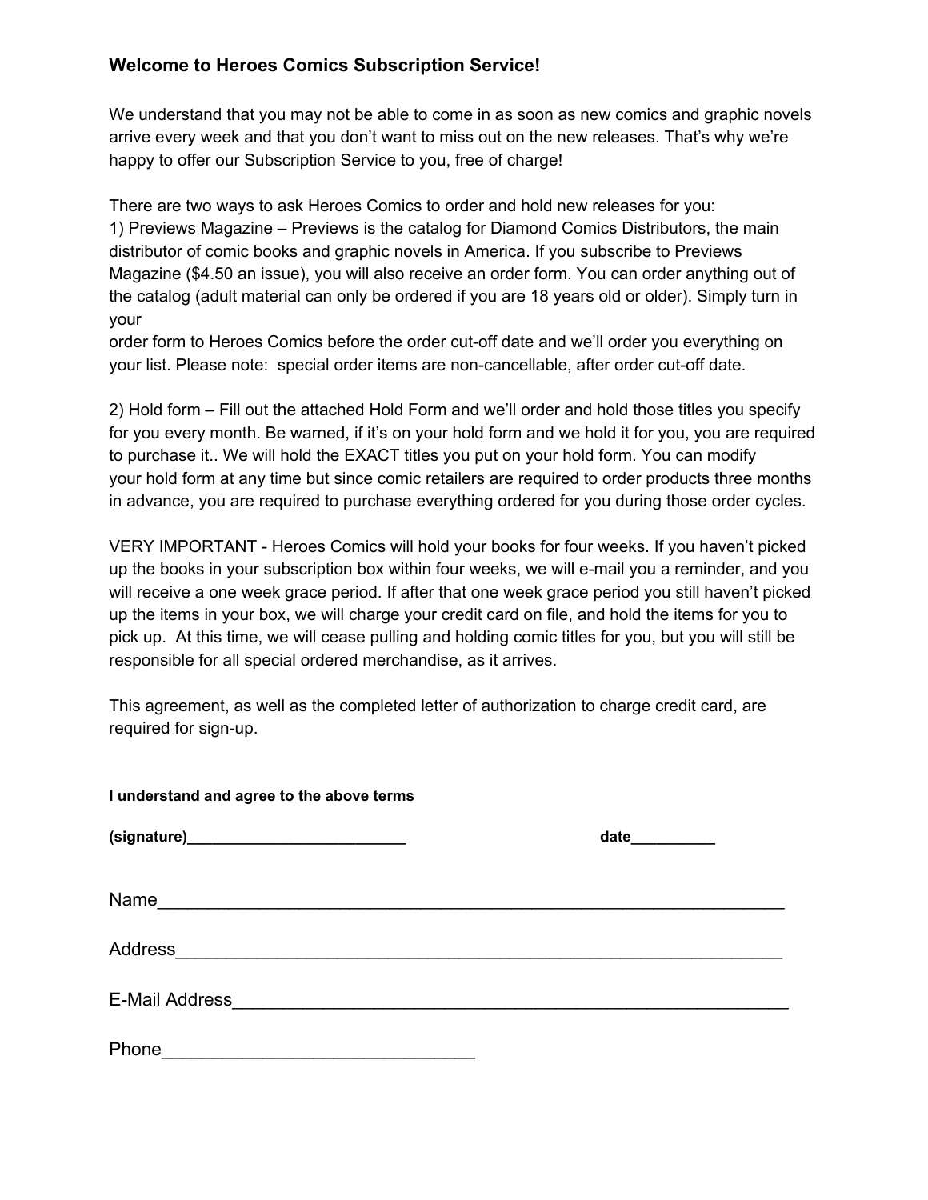### Welcome to Heroes Comics Subscription Service!

We understand that you may not be able to come in as soon as new comics and graphic novels arrive every week and that you don't want to miss out on the new releases. That's why we're happy to offer our Subscription Service to you, free of charge!

There are two ways to ask Heroes Comics to order and hold new releases for you:

1) Previews Magazine – Previews is the catalog for Diamond Comics Distributors, the main distributor of comic books and graphic novels in America. If you subscribe to Previews Magazine ($4.50 an issue), you will also receive an order form. You can order anything out of the catalog (adult material can only be ordered if you are 18 years old or older). Simply turn in your order form to Heroes Comics before the order cut-off date and we'll order you everything on your list. Please note: special order items are non-cancellable, after order cut-off date.

2) Hold form – Fill out the attached Hold Form and we'll order and hold those titles you specify for you every month. Be warned, if it's on your hold form and we hold it for you, you are required to purchase it.. We will hold the EXACT titles you put on your hold form. You can modify your hold form at any time but since comic retailers are required to order products three months in advance, you are required to purchase everything ordered for you during those order cycles.

VERY IMPORTANT - Heroes Comics will hold your books for four weeks. If you haven't picked up the books in your subscription box within four weeks, we will e-mail you a reminder, and you will receive a one week grace period. If after that one week grace period you still haven't picked up the items in your box, we will charge your credit card on file, and hold the items for you to pick up. At this time, we will cease pulling and holding comic titles for you, but you will still be responsible for all special ordered merchandise, as it arrives.

This agreement, as well as the completed letter of authorization to charge credit card, are required for sign-up.

**I understand and agree to the above terms**

**(signature)__________________________** **date__________**

Name_________________________________________________________________

Address_______________________________________________________________

E-Mail Address__________________________________________________________

Phone______________________________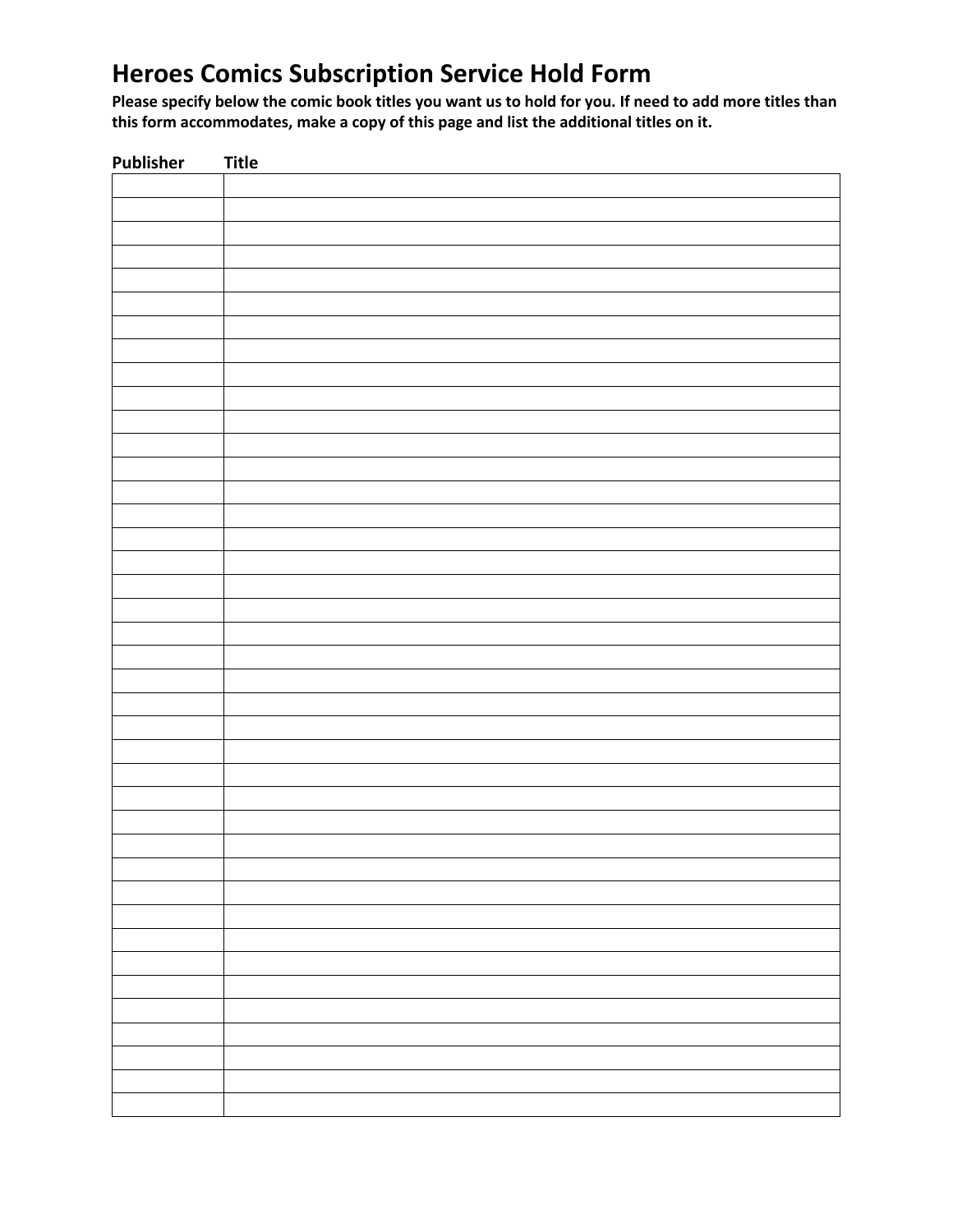# Heroes Comics Subscription Service Hold Form

**Please specify below the comic book titles you want us to hold for you. If need to add more titles than this form accommodates, make a copy of this page and list the additional titles on it.**

| Publisher | Title |
|---|---|
| | |
| | |
| | |
| | |
| | |
| | |
| | |
| | |
| | |
| | |
| | |
| | |
| | |
| | |
| | |
| | |
| | |
| | |
| | |
| | |
| | |
| | |
| | |
| | |
| | |
| | |
| | |
| | |
| | |
| | |
| | |
| | |
| | |
| | |
| | |
| | |
| | |
| | |
| | |
| | |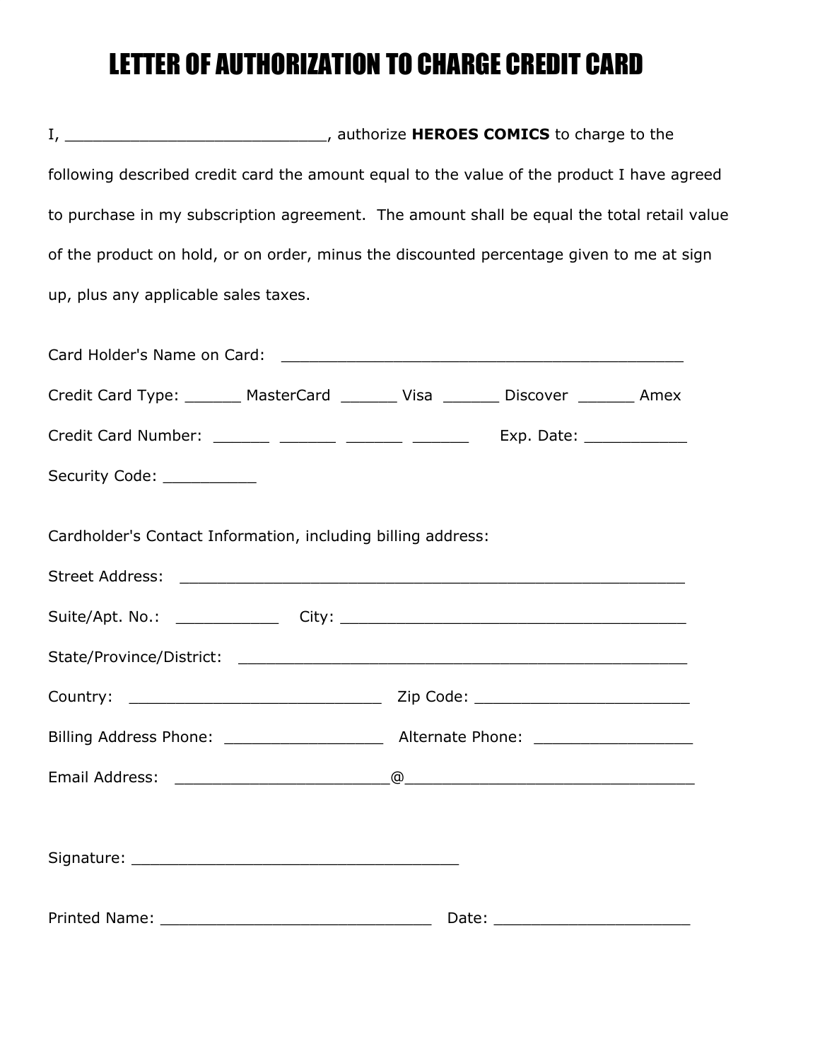# LETTER OF AUTHORIZATION TO CHARGE CREDIT CARD

I, ____________________________, authorize **HEROES COMICS** to charge to the following described credit card the amount equal to the value of the product I have agreed to purchase in my subscription agreement. The amount shall be equal the total retail value of the product on hold, or on order, minus the discounted percentage given to me at sign up, plus any applicable sales taxes.

Card Holder's Name on Card: ____________________________________________

Credit Card Type: ______ MasterCard ______ Visa ______ Discover ______ Amex

Credit Card Number: ______ ______ ______ ______ Exp. Date: ___________

Security Code: __________

Cardholder's Contact Information, including billing address:

Street Address: ________________________________________________________

Suite/Apt. No.: ___________ City: _____________________________________

State/Province/District: __________________________________________________

Country: ___________________________ Zip Code: _______________________

Billing Address Phone: _________________ Alternate Phone: _________________

Email Address: _______________________@_______________________________

Signature: ___________________________________

Printed Name: _____________________________ Date: _____________________